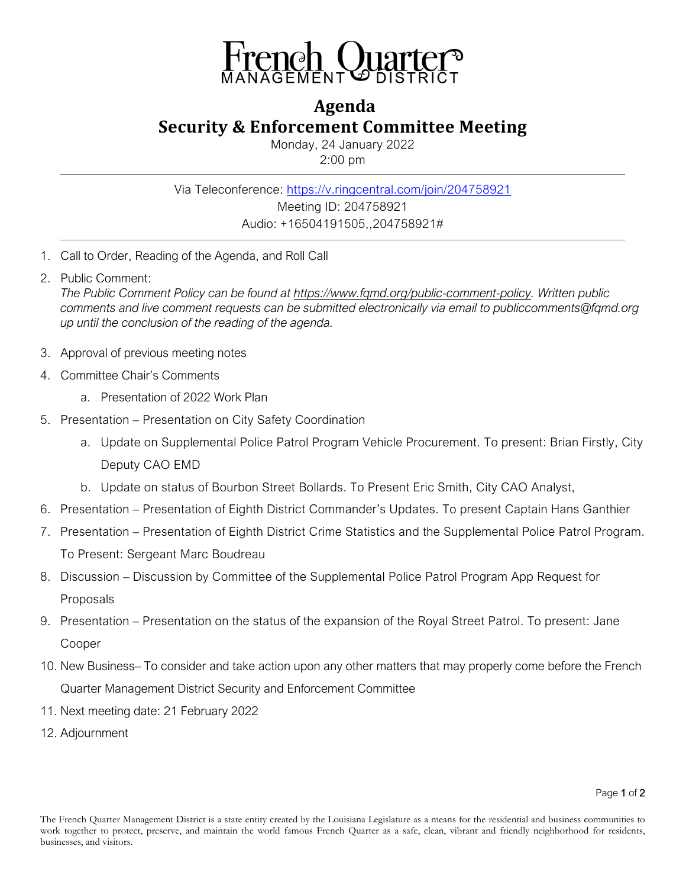# French Quarter Management District

## Agenda
## Security & Enforcement Committee Meeting

Monday, 24 January 2022
2:00 pm

---

Via Teleconference: https://v.ringcentral.com/join/204758921
Meeting ID: 204758921
Audio: +16504191505,,204758921#

---

1. Call to Order, Reading of the Agenda, and Roll Call
2. Public Comment:
   *The Public Comment Policy can be found at https://www.fqmd.org/public-comment-policy. Written public comments and live comment requests can be submitted electronically via email to publiccomments@fqmd.org up until the conclusion of the reading of the agenda.*
3. Approval of previous meeting notes
4. Committee Chair's Comments
   a. Presentation of 2022 Work Plan
5. Presentation – Presentation on City Safety Coordination
   a. Update on Supplemental Police Patrol Program Vehicle Procurement. To present: Brian Firstly, City Deputy CAO EMD
   b. Update on status of Bourbon Street Bollards. To Present Eric Smith, City CAO Analyst,
6. Presentation – Presentation of Eighth District Commander's Updates. To present Captain Hans Ganthier
7. Presentation – Presentation of Eighth District Crime Statistics and the Supplemental Police Patrol Program. To Present: Sergeant Marc Boudreau
8. Discussion – Discussion by Committee of the Supplemental Police Patrol Program App Request for Proposals
9. Presentation – Presentation on the status of the expansion of the Royal Street Patrol. To present: Jane Cooper
10. New Business– To consider and take action upon any other matters that may properly come before the French Quarter Management District Security and Enforcement Committee
11. Next meeting date: 21 February 2022
12. Adjournment

The French Quarter Management District is a state entity created by the Louisiana Legislature as a means for the residential and business communities to work together to protect, preserve, and maintain the world famous French Quarter as a safe, clean, vibrant and friendly neighborhood for residents, businesses, and visitors.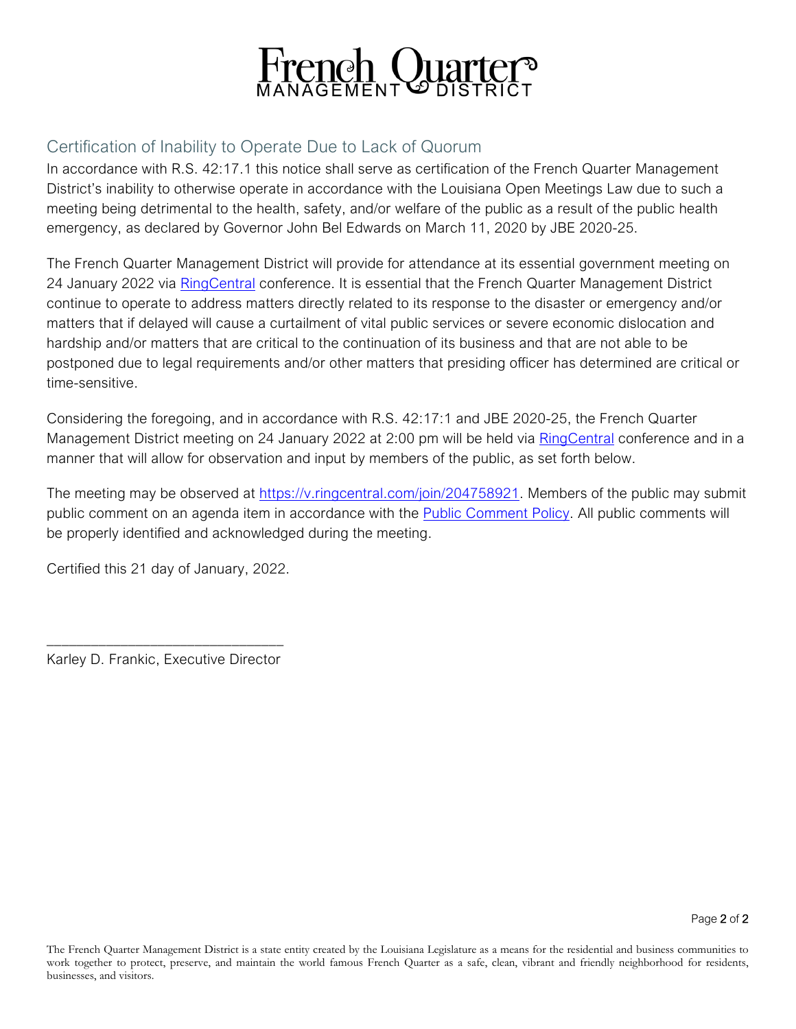## Certification of Inability to Operate Due to Lack of Quorum

In accordance with R.S. 42:17.1 this notice shall serve as certification of the French Quarter Management District's inability to otherwise operate in accordance with the Louisiana Open Meetings Law due to such a meeting being detrimental to the health, safety, and/or welfare of the public as a result of the public health emergency, as declared by Governor John Bel Edwards on March 11, 2020 by JBE 2020-25.

The French Quarter Management District will provide for attendance at its essential government meeting on 24 January 2022 via RingCentral conference. It is essential that the French Quarter Management District continue to operate to address matters directly related to its response to the disaster or emergency and/or matters that if delayed will cause a curtailment of vital public services or severe economic dislocation and hardship and/or matters that are critical to the continuation of its business and that are not able to be postponed due to legal requirements and/or other matters that presiding officer has determined are critical or time-sensitive.

Considering the foregoing, and in accordance with R.S. 42:17:1 and JBE 2020-25, the French Quarter Management District meeting on 24 January 2022 at 2:00 pm will be held via RingCentral conference and in a manner that will allow for observation and input by members of the public, as set forth below.

The meeting may be observed at https://v.ringcentral.com/join/204758921. Members of the public may submit public comment on an agenda item in accordance with the Public Comment Policy. All public comments will be properly identified and acknowledged during the meeting.

Certified this 21 day of January, 2022.

\_\_\_\_\_\_\_\_\_\_\_\_\_\_\_\_\_\_\_\_\_\_\_\_\_\_\_\_\_\_

Karley D. Frankic, Executive Director

The French Quarter Management District is a state entity created by the Louisiana Legislature as a means for the residential and business communities to work together to protect, preserve, and maintain the world famous French Quarter as a safe, clean, vibrant and friendly neighborhood for residents, businesses, and visitors.